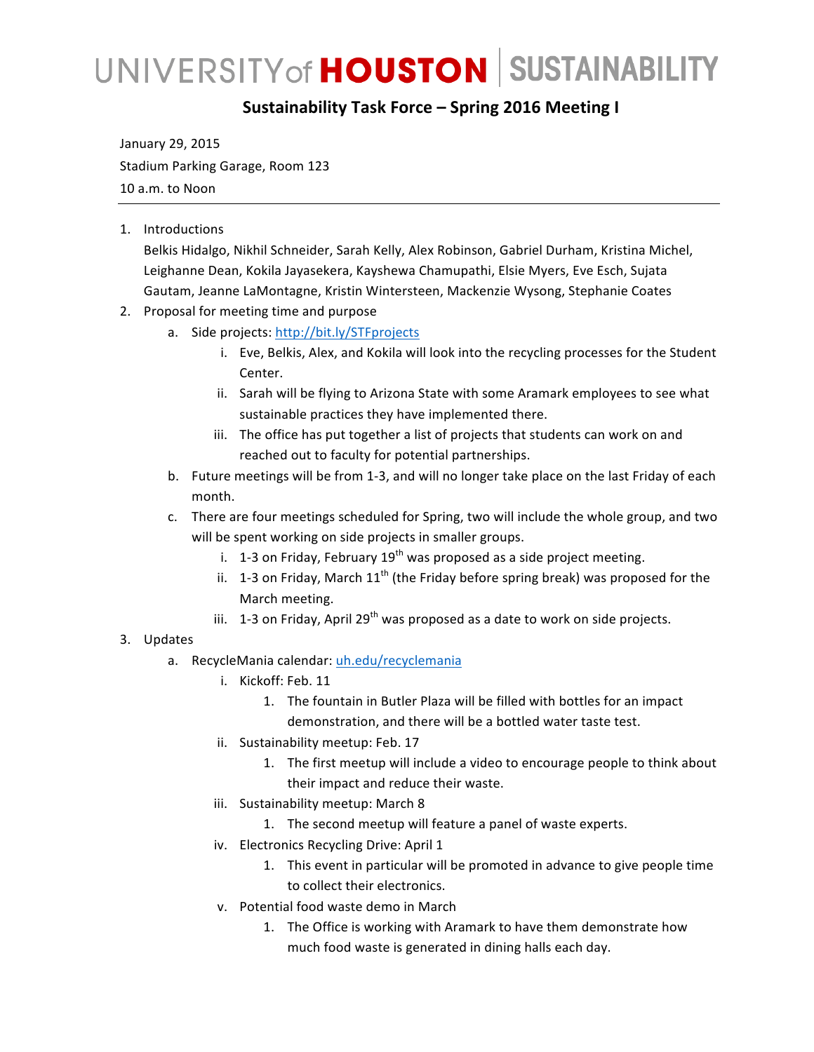# UNIVERSITY of HOUSTON | SUSTAINABILITY

## Sustainability Task Force – Spring 2016 Meeting I

January 29, 2015
Stadium Parking Garage, Room 123
10 a.m. to Noon

---

1. Introductions
   Belkis Hidalgo, Nikhil Schneider, Sarah Kelly, Alex Robinson, Gabriel Durham, Kristina Michel, Leighanne Dean, Kokila Jayasekera, Kayshewa Chamupathi, Elsie Myers, Eve Esch, Sujata Gautam, Jeanne LaMontagne, Kristin Wintersteen, Mackenzie Wysong, Stephanie Coates
2. Proposal for meeting time and purpose
   a. Side projects: http://bit.ly/STFprojects
      i. Eve, Belkis, Alex, and Kokila will look into the recycling processes for the Student Center.
      ii. Sarah will be flying to Arizona State with some Aramark employees to see what sustainable practices they have implemented there.
      iii. The office has put together a list of projects that students can work on and reached out to faculty for potential partnerships.
   b. Future meetings will be from 1-3, and will no longer take place on the last Friday of each month.
   c. There are four meetings scheduled for Spring, two will include the whole group, and two will be spent working on side projects in smaller groups.
      i. 1-3 on Friday, February 19th was proposed as a side project meeting.
      ii. 1-3 on Friday, March 11th (the Friday before spring break) was proposed for the March meeting.
      iii. 1-3 on Friday, April 29th was proposed as a date to work on side projects.
3. Updates
   a. RecycleMania calendar: uh.edu/recyclemania
      i. Kickoff: Feb. 11
         1. The fountain in Butler Plaza will be filled with bottles for an impact demonstration, and there will be a bottled water taste test.
      ii. Sustainability meetup: Feb. 17
         1. The first meetup will include a video to encourage people to think about their impact and reduce their waste.
      iii. Sustainability meetup: March 8
         1. The second meetup will feature a panel of waste experts.
      iv. Electronics Recycling Drive: April 1
         1. This event in particular will be promoted in advance to give people time to collect their electronics.
      v. Potential food waste demo in March
         1. The Office is working with Aramark to have them demonstrate how much food waste is generated in dining halls each day.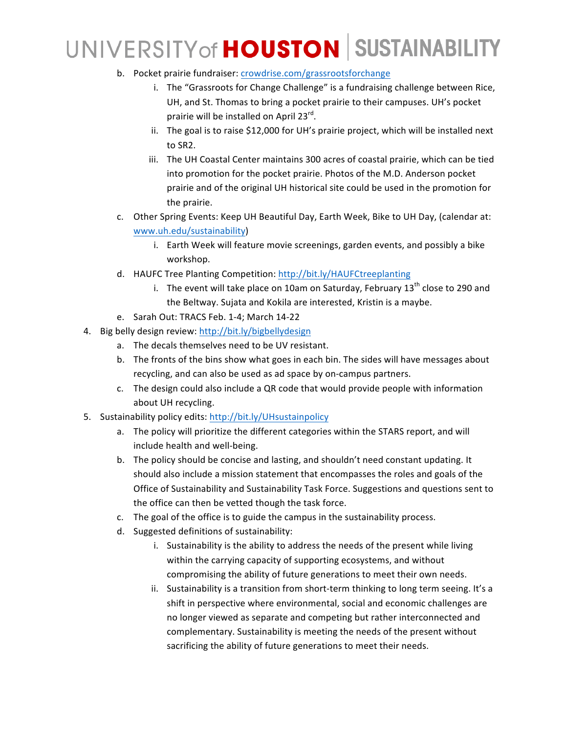b. Pocket prairie fundraiser: [crowdrise.com/grassrootsforchange](crowdrise.com/grassrootsforchange)
      i. The "Grassroots for Change Challenge" is a fundraising challenge between Rice, UH, and St. Thomas to bring a pocket prairie to their campuses. UH's pocket prairie will be installed on April 23rd.
      ii. The goal is to raise $12,000 for UH's prairie project, which will be installed next to SR2.
      iii. The UH Coastal Center maintains 300 acres of coastal prairie, which can be tied into promotion for the pocket prairie. Photos of the M.D. Anderson pocket prairie and of the original UH historical site could be used in the promotion for the prairie.
   c. Other Spring Events: Keep UH Beautiful Day, Earth Week, Bike to UH Day, (calendar at: [www.uh.edu/sustainability](www.uh.edu/sustainability))
      i. Earth Week will feature movie screenings, garden events, and possibly a bike workshop.
   d. HAUFC Tree Planting Competition: [http://bit.ly/HAUFCtreeplanting](http://bit.ly/HAUFCtreeplanting)
      i. The event will take place on 10am on Saturday, February 13th close to 290 and the Beltway. Sujata and Kokila are interested, Kristin is a maybe.
   e. Sarah Out: TRACS Feb. 1-4; March 14-22
4. Big belly design review: [http://bit.ly/bigbellydesign](http://bit.ly/bigbellydesign)
   a. The decals themselves need to be UV resistant.
   b. The fronts of the bins show what goes in each bin. The sides will have messages about recycling, and can also be used as ad space by on-campus partners.
   c. The design could also include a QR code that would provide people with information about UH recycling.
5. Sustainability policy edits: [http://bit.ly/UHsustainpolicy](http://bit.ly/UHsustainpolicy)
   a. The policy will prioritize the different categories within the STARS report, and will include health and well-being.
   b. The policy should be concise and lasting, and shouldn't need constant updating. It should also include a mission statement that encompasses the roles and goals of the Office of Sustainability and Sustainability Task Force. Suggestions and questions sent to the office can then be vetted though the task force.
   c. The goal of the office is to guide the campus in the sustainability process.
   d. Suggested definitions of sustainability:
      i. Sustainability is the ability to address the needs of the present while living within the carrying capacity of supporting ecosystems, and without compromising the ability of future generations to meet their own needs.
      ii. Sustainability is a transition from short-term thinking to long term seeing. It's a shift in perspective where environmental, social and economic challenges are no longer viewed as separate and competing but rather interconnected and complementary. Sustainability is meeting the needs of the present without sacrificing the ability of future generations to meet their needs.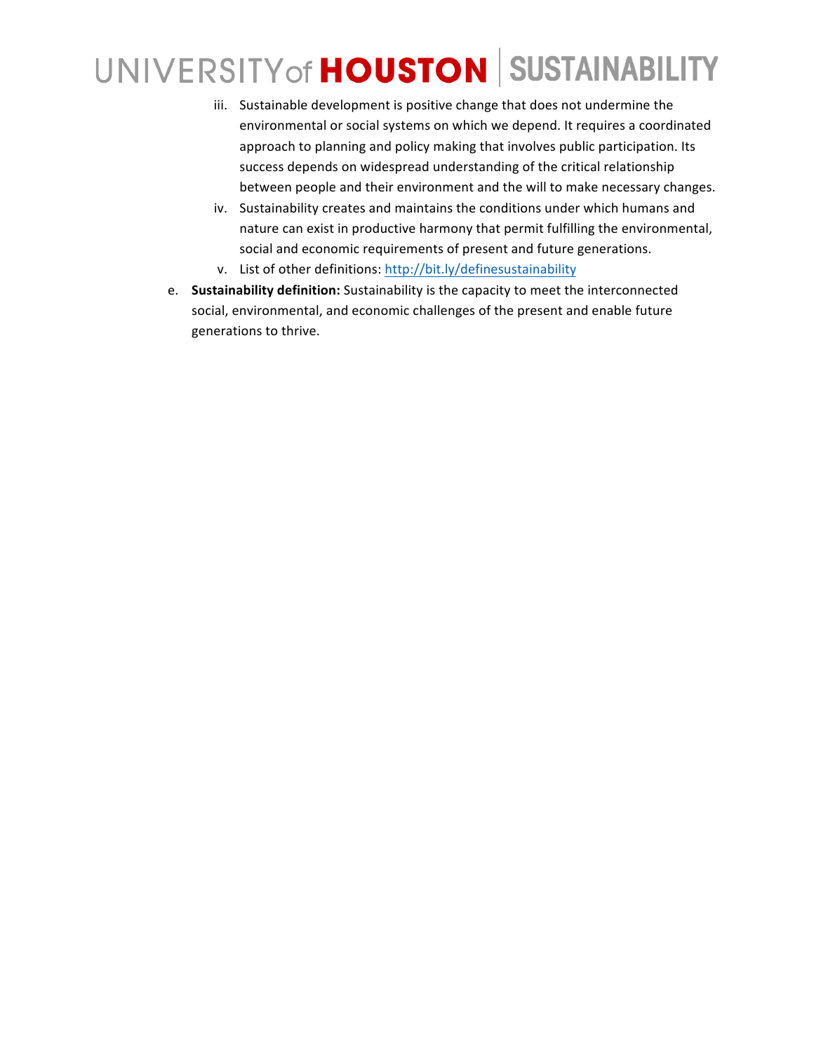iii. Sustainable development is positive change that does not undermine the environmental or social systems on which we depend. It requires a coordinated approach to planning and policy making that involves public participation. Its success depends on widespread understanding of the critical relationship between people and their environment and the will to make necessary changes.

iv. Sustainability creates and maintains the conditions under which humans and nature can exist in productive harmony that permit fulfilling the environmental, social and economic requirements of present and future generations.

v. List of other definitions: [http://bit.ly/definesustainability](http://bit.ly/definesustainability)

e. **Sustainability definition:** Sustainability is the capacity to meet the interconnected social, environmental, and economic challenges of the present and enable future generations to thrive.